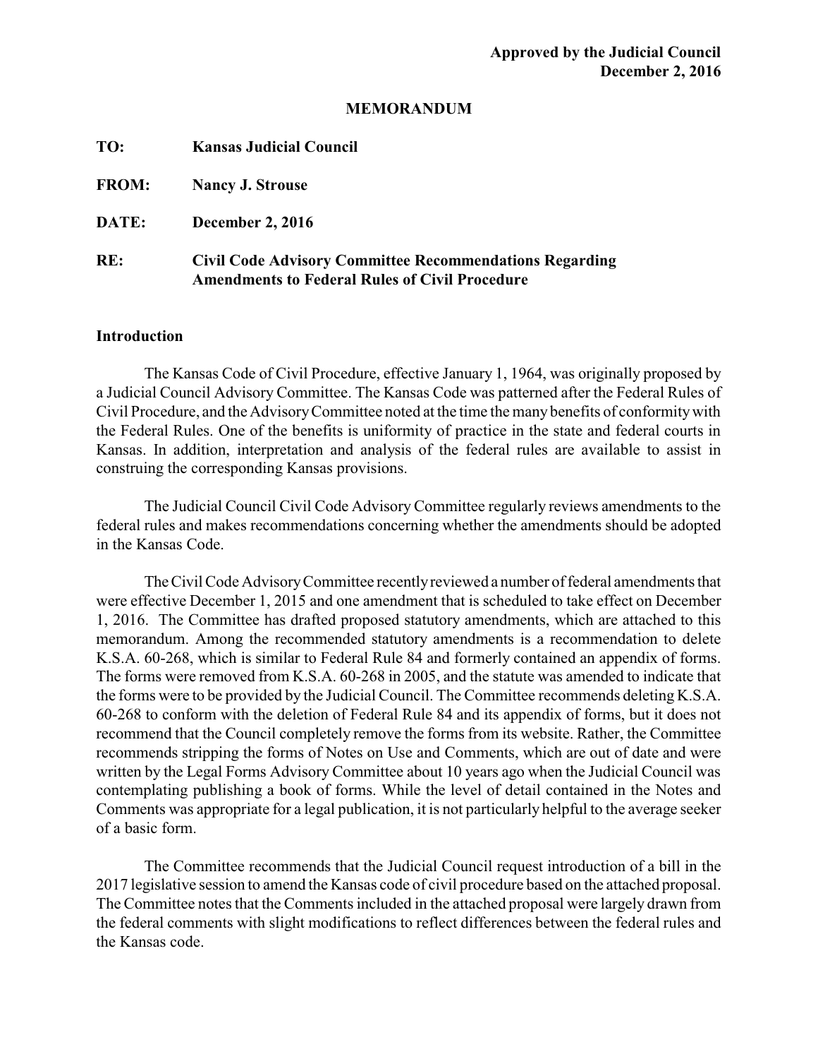**Approved by the Judicial Council**
**December 2, 2016**

# MEMORANDUM

**TO:** **Kansas Judicial Council**

**FROM:** **Nancy J. Strouse**

**DATE:** **December 2, 2016**

**RE:** **Civil Code Advisory Committee Recommendations Regarding Amendments to Federal Rules of Civil Procedure**

## Introduction

The Kansas Code of Civil Procedure, effective January 1, 1964, was originally proposed by a Judicial Council Advisory Committee. The Kansas Code was patterned after the Federal Rules of Civil Procedure, and the Advisory Committee noted at the time the many benefits of conformity with the Federal Rules. One of the benefits is uniformity of practice in the state and federal courts in Kansas. In addition, interpretation and analysis of the federal rules are available to assist in construing the corresponding Kansas provisions.

The Judicial Council Civil Code Advisory Committee regularly reviews amendments to the federal rules and makes recommendations concerning whether the amendments should be adopted in the Kansas Code.

The Civil Code Advisory Committee recently reviewed a number of federal amendments that were effective December 1, 2015 and one amendment that is scheduled to take effect on December 1, 2016. The Committee has drafted proposed statutory amendments, which are attached to this memorandum. Among the recommended statutory amendments is a recommendation to delete K.S.A. 60-268, which is similar to Federal Rule 84 and formerly contained an appendix of forms. The forms were removed from K.S.A. 60-268 in 2005, and the statute was amended to indicate that the forms were to be provided by the Judicial Council. The Committee recommends deleting K.S.A. 60-268 to conform with the deletion of Federal Rule 84 and its appendix of forms, but it does not recommend that the Council completely remove the forms from its website. Rather, the Committee recommends stripping the forms of Notes on Use and Comments, which are out of date and were written by the Legal Forms Advisory Committee about 10 years ago when the Judicial Council was contemplating publishing a book of forms. While the level of detail contained in the Notes and Comments was appropriate for a legal publication, it is not particularly helpful to the average seeker of a basic form.

The Committee recommends that the Judicial Council request introduction of a bill in the 2017 legislative session to amend the Kansas code of civil procedure based on the attached proposal. The Committee notes that the Comments included in the attached proposal were largely drawn from the federal comments with slight modifications to reflect differences between the federal rules and the Kansas code.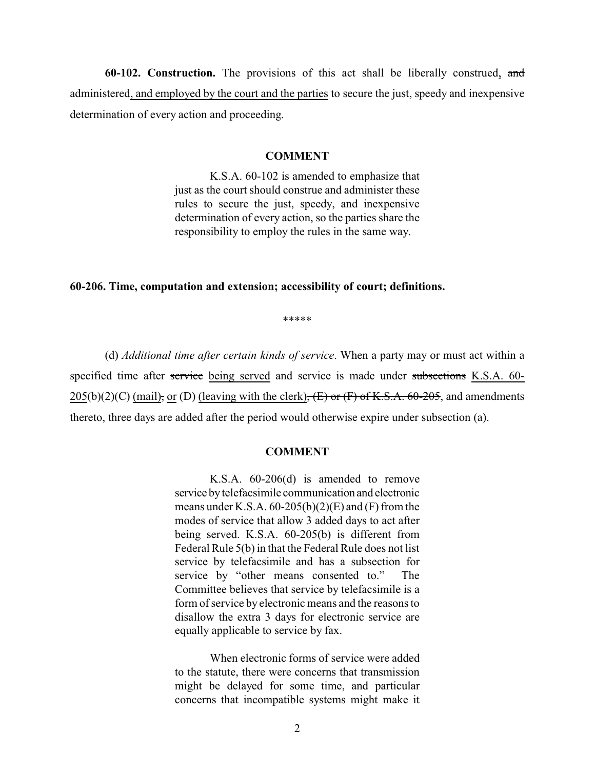**60-102. Construction.** The provisions of this act shall be liberally construed, ~~and~~ administered<u>, and employed by the court and the parties</u> to secure the just, speedy and inexpensive determination of every action and proceeding.

**COMMENT**

K.S.A. 60-102 is amended to emphasize that just as the court should construe and administer these rules to secure the just, speedy, and inexpensive determination of every action, so the parties share the responsibility to employ the rules in the same way.

**60-206. Time, computation and extension; accessibility of court; definitions.**

\*\*\*\*\*

(d) *Additional time after certain kinds of service*. When a party may or must act within a specified time after ~~service~~ <u>being served</u> and service is made under ~~subsections~~ <u>K.S.A. 60-205</u>(b)(2)(C) <u>(mail)</u>~~,~~ <u>or</u> (D) <u>(leaving with the clerk)</u>~~, (E) or (F) of K.S.A. 60-205~~, and amendments thereto, three days are added after the period would otherwise expire under subsection (a).

**COMMENT**

K.S.A. 60-206(d) is amended to remove service by telefacsimile communication and electronic means under K.S.A. 60-205(b)(2)(E) and (F) from the modes of service that allow 3 added days to act after being served. K.S.A. 60-205(b) is different from Federal Rule 5(b) in that the Federal Rule does not list service by telefacsimile and has a subsection for service by "other means consented to." The Committee believes that service by telefacsimile is a form of service by electronic means and the reasons to disallow the extra 3 days for electronic service are equally applicable to service by fax.

When electronic forms of service were added to the statute, there were concerns that transmission might be delayed for some time, and particular concerns that incompatible systems might make it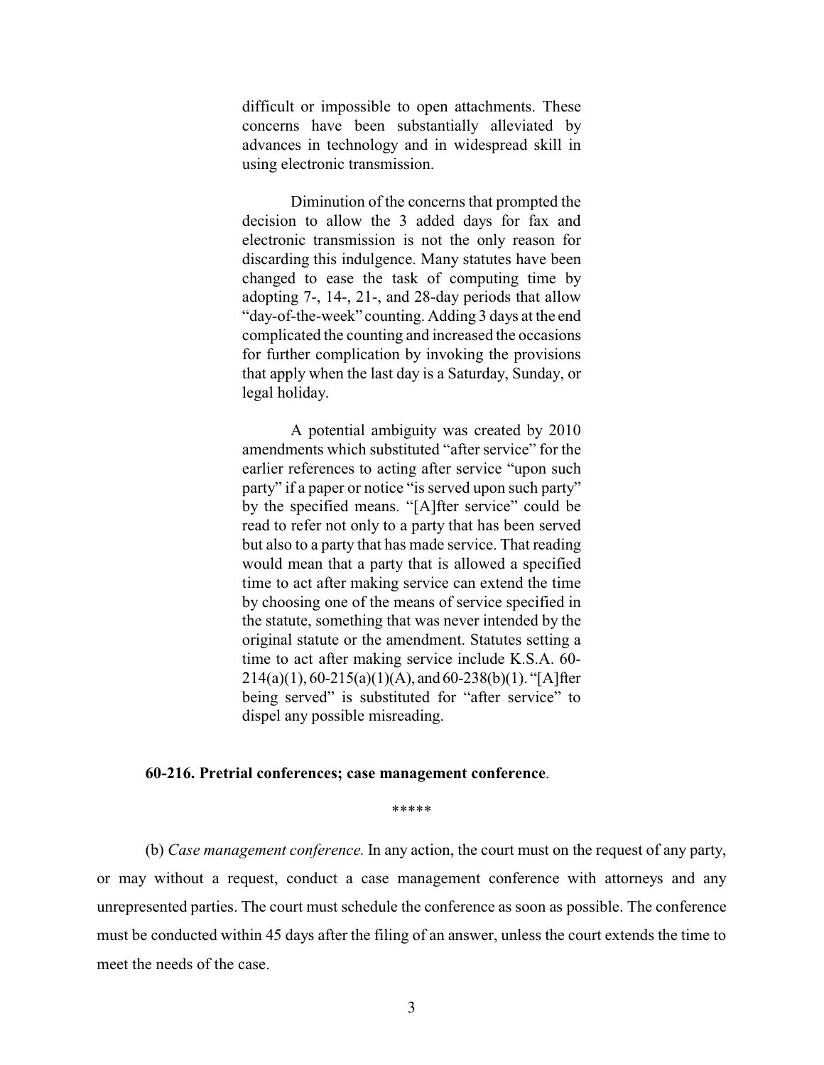difficult or impossible to open attachments. These concerns have been substantially alleviated by advances in technology and in widespread skill in using electronic transmission.

Diminution of the concerns that prompted the decision to allow the 3 added days for fax and electronic transmission is not the only reason for discarding this indulgence. Many statutes have been changed to ease the task of computing time by adopting 7-, 14-, 21-, and 28-day periods that allow "day-of-the-week" counting. Adding 3 days at the end complicated the counting and increased the occasions for further complication by invoking the provisions that apply when the last day is a Saturday, Sunday, or legal holiday.

A potential ambiguity was created by 2010 amendments which substituted "after service" for the earlier references to acting after service "upon such party" if a paper or notice "is served upon such party" by the specified means. "[A]fter service" could be read to refer not only to a party that has been served but also to a party that has made service. That reading would mean that a party that is allowed a specified time to act after making service can extend the time by choosing one of the means of service specified in the statute, something that was never intended by the original statute or the amendment. Statutes setting a time to act after making service include K.S.A. 60-214(a)(1), 60-215(a)(1)(A), and 60-238(b)(1). "[A]fter being served" is substituted for "after service" to dispel any possible misreading.

**60-216. Pretrial conferences; case management conference**.

\*\*\*\*\*

(b) *Case management conference.* In any action, the court must on the request of any party, or may without a request, conduct a case management conference with attorneys and any unrepresented parties. The court must schedule the conference as soon as possible. The conference must be conducted within 45 days after the filing of an answer, unless the court extends the time to meet the needs of the case.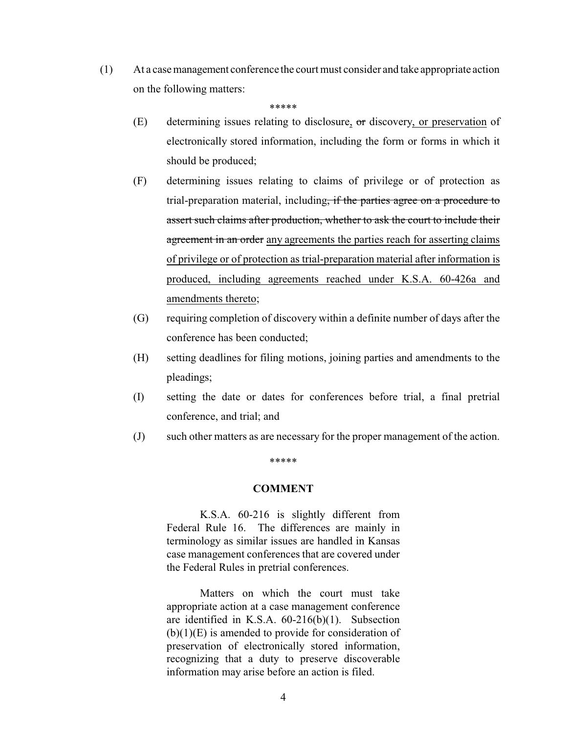(1) At a case management conference the court must consider and take appropriate action on the following matters:

\*\*\*\*\*

(E) determining issues relating to disclosure<u>,</u> ~~or~~ discovery<u>, or preservation</u> of electronically stored information, including the form or forms in which it should be produced;

(F) determining issues relating to claims of privilege or of protection as trial-preparation material, including~~, if the parties agree on a procedure to assert such claims after production, whether to ask the court to include their agreement in an order~~ <u>any agreements the parties reach for asserting claims of privilege or of protection as trial-preparation material after information is produced, including agreements reached under K.S.A. 60-426a and amendments thereto</u>;

(G) requiring completion of discovery within a definite number of days after the conference has been conducted;

(H) setting deadlines for filing motions, joining parties and amendments to the pleadings;

(I) setting the date or dates for conferences before trial, a final pretrial conference, and trial; and

(J) such other matters as are necessary for the proper management of the action.

\*\*\*\*\*

**COMMENT**

K.S.A. 60-216 is slightly different from Federal Rule 16. The differences are mainly in terminology as similar issues are handled in Kansas case management conferences that are covered under the Federal Rules in pretrial conferences.

Matters on which the court must take appropriate action at a case management conference are identified in K.S.A. 60-216(b)(1). Subsection (b)(1)(E) is amended to provide for consideration of preservation of electronically stored information, recognizing that a duty to preserve discoverable information may arise before an action is filed.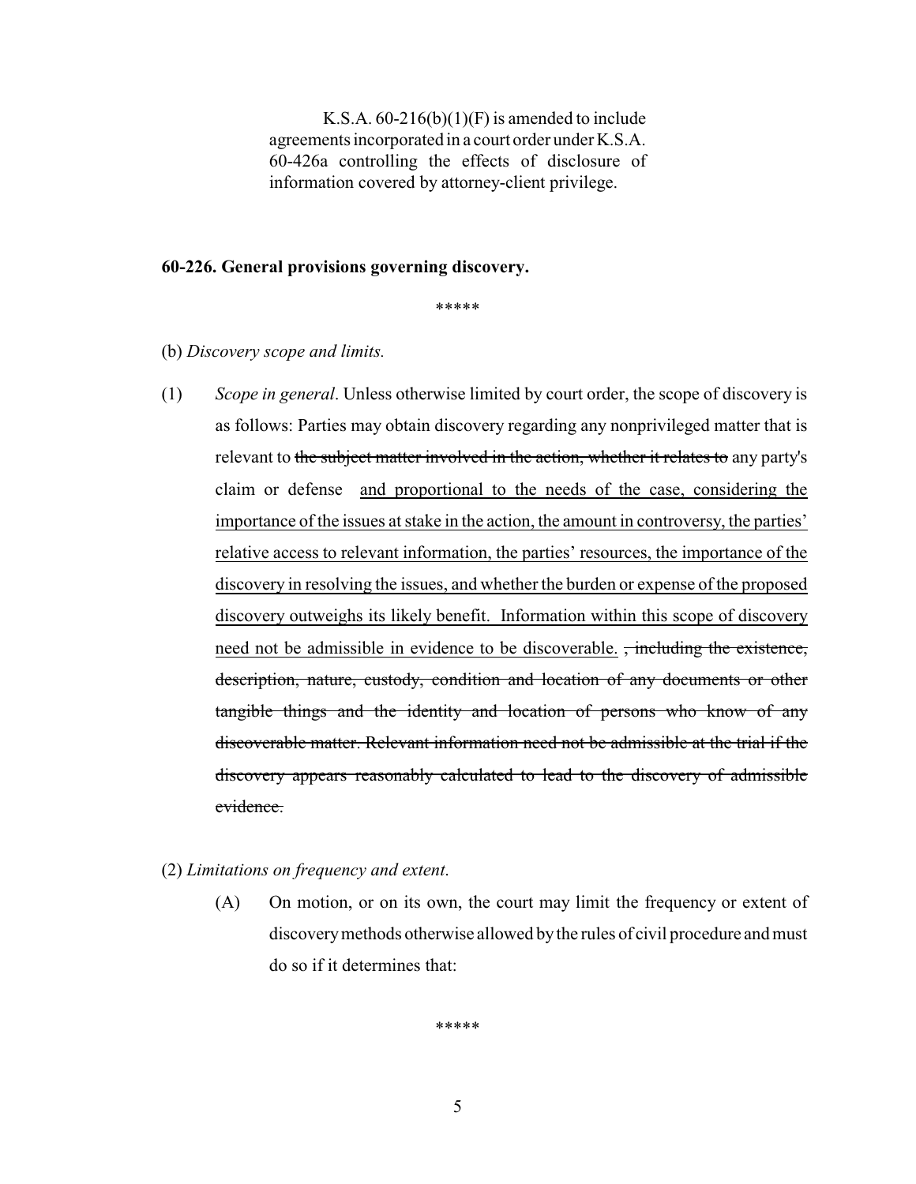K.S.A. 60-216(b)(1)(F) is amended to include agreements incorporated in a court order under K.S.A. 60-426a controlling the effects of disclosure of information covered by attorney-client privilege.

**60-226. General provisions governing discovery.**

\*\*\*\*\*

(b) *Discovery scope and limits.*

(1) *Scope in general*. Unless otherwise limited by court order, the scope of discovery is as follows: Parties may obtain discovery regarding any nonprivileged matter that is relevant to ~~the subject matter involved in the action, whether it relates to~~ any party's claim or defense <u>and proportional to the needs of the case, considering the importance of the issues at stake in the action, the amount in controversy, the parties' relative access to relevant information, the parties' resources, the importance of the discovery in resolving the issues, and whether the burden or expense of the proposed discovery outweighs its likely benefit. Information within this scope of discovery need not be admissible in evidence to be discoverable.</u> ~~, including the existence, description, nature, custody, condition and location of any documents or other tangible things and the identity and location of persons who know of any discoverable matter. Relevant information need not be admissible at the trial if the discovery appears reasonably calculated to lead to the discovery of admissible evidence.~~

(2) *Limitations on frequency and extent*.

(A) On motion, or on its own, the court may limit the frequency or extent of discovery methods otherwise allowed by the rules of civil procedure and must do so if it determines that:

\*\*\*\*\*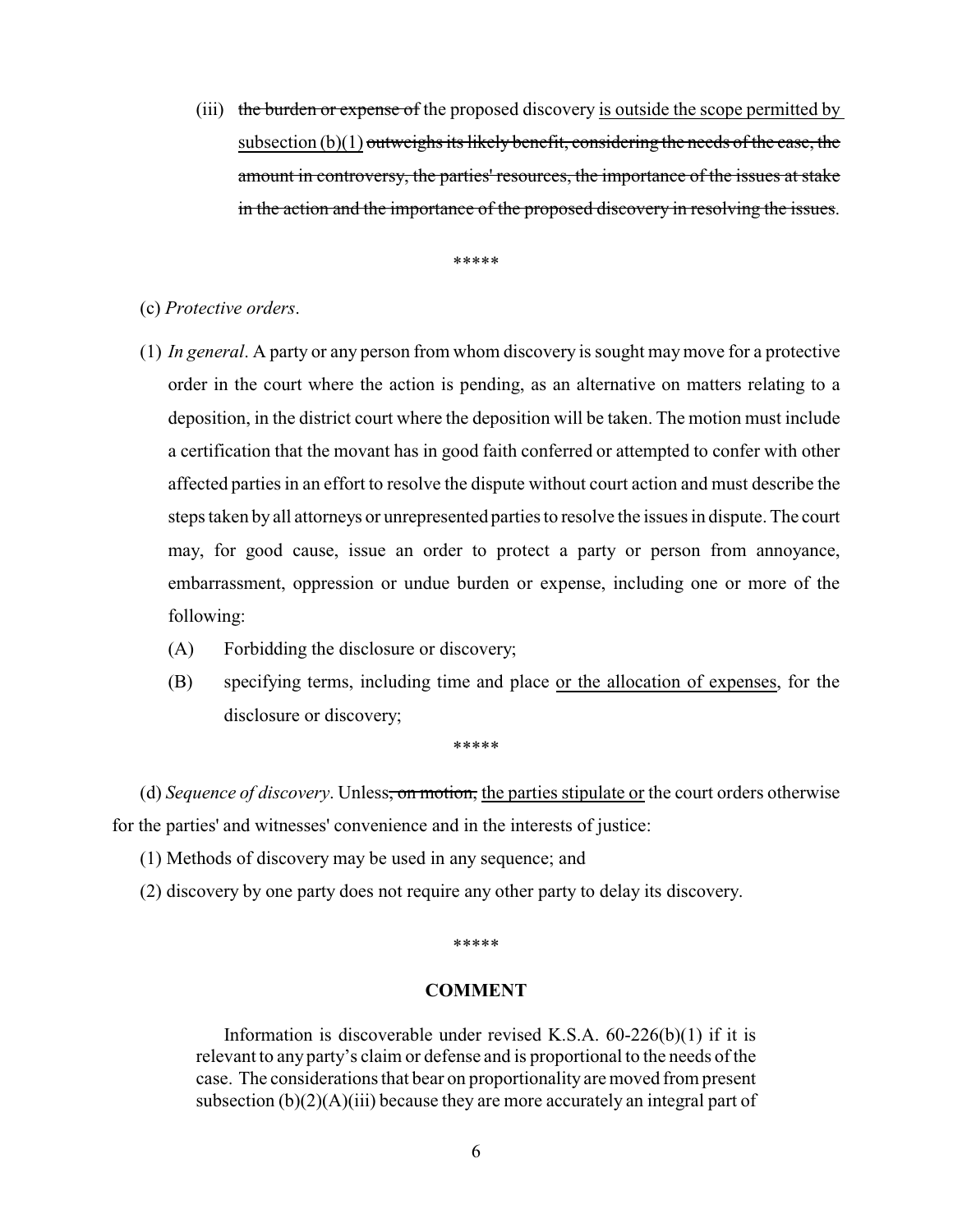(iii) ~~the burden or expense of~~ the proposed discovery <u>is outside the scope permitted by subsection (b)(1)</u> ~~outweighs its likely benefit, considering the needs of the case, the amount in controversy, the parties' resources, the importance of the issues at stake in the action and the importance of the proposed discovery in resolving the issues~~.

\*\*\*\*\*

(c) *Protective orders*.

(1) *In general*. A party or any person from whom discovery is sought may move for a protective order in the court where the action is pending, as an alternative on matters relating to a deposition, in the district court where the deposition will be taken. The motion must include a certification that the movant has in good faith conferred or attempted to confer with other affected parties in an effort to resolve the dispute without court action and must describe the steps taken by all attorneys or unrepresented parties to resolve the issues in dispute. The court may, for good cause, issue an order to protect a party or person from annoyance, embarrassment, oppression or undue burden or expense, including one or more of the following:

(A) Forbidding the disclosure or discovery;

(B) specifying terms, including time and place <u>or the allocation of expenses</u>, for the disclosure or discovery;

\*\*\*\*\*

(d) *Sequence of discovery*. Unless~~, on motion,~~ <u>the parties stipulate or</u> the court orders otherwise for the parties' and witnesses' convenience and in the interests of justice:

(1) Methods of discovery may be used in any sequence; and

(2) discovery by one party does not require any other party to delay its discovery.

\*\*\*\*\*

## COMMENT

Information is discoverable under revised K.S.A. 60-226(b)(1) if it is relevant to any party's claim or defense and is proportional to the needs of the case. The considerations that bear on proportionality are moved from present subsection (b)(2)(A)(iii) because they are more accurately an integral part of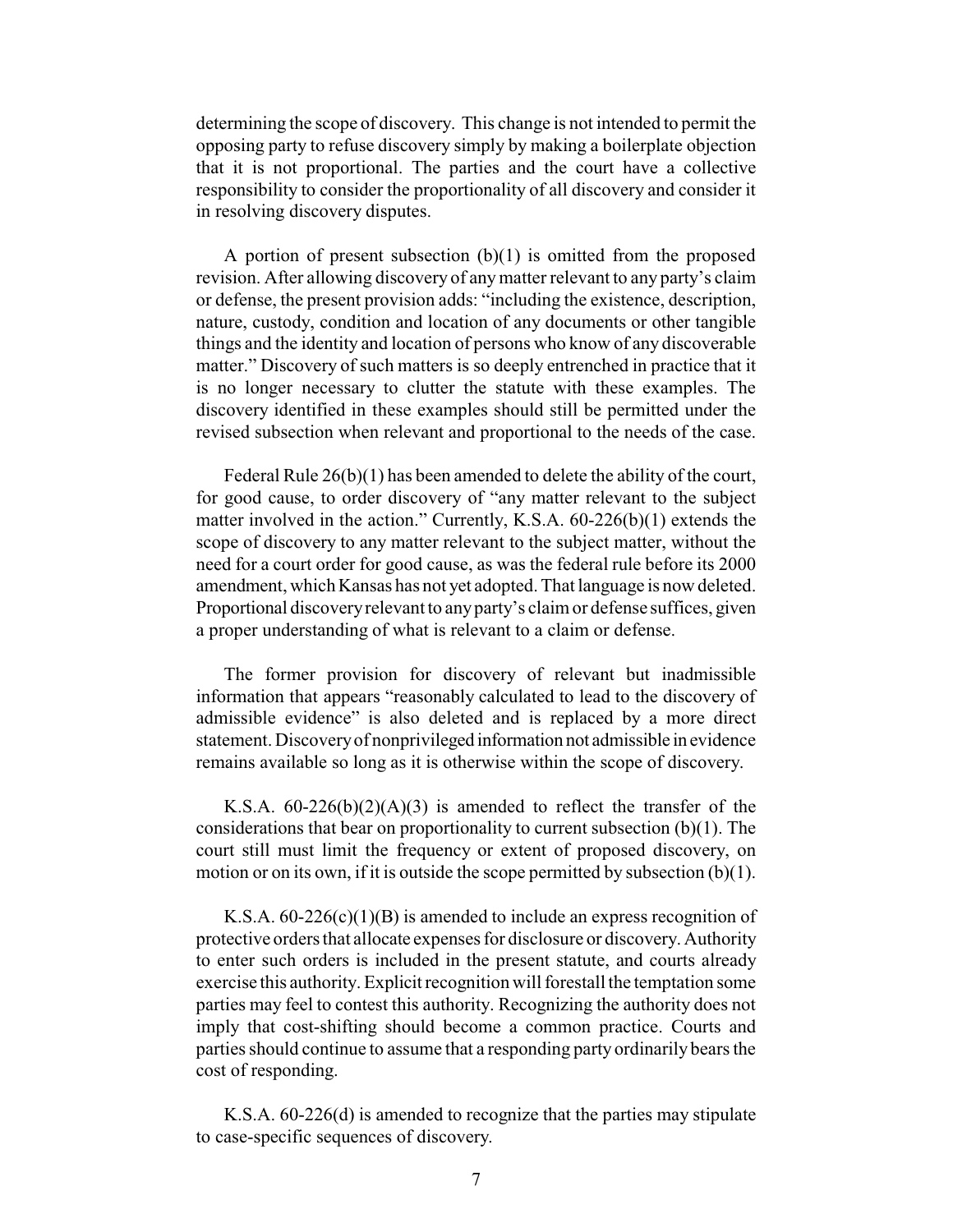determining the scope of discovery. This change is not intended to permit the opposing party to refuse discovery simply by making a boilerplate objection that it is not proportional. The parties and the court have a collective responsibility to consider the proportionality of all discovery and consider it in resolving discovery disputes.

A portion of present subsection (b)(1) is omitted from the proposed revision. After allowing discovery of any matter relevant to any party's claim or defense, the present provision adds: "including the existence, description, nature, custody, condition and location of any documents or other tangible things and the identity and location of persons who know of any discoverable matter." Discovery of such matters is so deeply entrenched in practice that it is no longer necessary to clutter the statute with these examples. The discovery identified in these examples should still be permitted under the revised subsection when relevant and proportional to the needs of the case.

Federal Rule 26(b)(1) has been amended to delete the ability of the court, for good cause, to order discovery of "any matter relevant to the subject matter involved in the action." Currently, K.S.A. 60-226(b)(1) extends the scope of discovery to any matter relevant to the subject matter, without the need for a court order for good cause, as was the federal rule before its 2000 amendment, which Kansas has not yet adopted. That language is now deleted. Proportional discovery relevant to any party's claim or defense suffices, given a proper understanding of what is relevant to a claim or defense.

The former provision for discovery of relevant but inadmissible information that appears "reasonably calculated to lead to the discovery of admissible evidence" is also deleted and is replaced by a more direct statement. Discovery of nonprivileged information not admissible in evidence remains available so long as it is otherwise within the scope of discovery.

K.S.A. 60-226(b)(2)(A)(3) is amended to reflect the transfer of the considerations that bear on proportionality to current subsection (b)(1). The court still must limit the frequency or extent of proposed discovery, on motion or on its own, if it is outside the scope permitted by subsection (b)(1).

K.S.A. 60-226(c)(1)(B) is amended to include an express recognition of protective orders that allocate expenses for disclosure or discovery. Authority to enter such orders is included in the present statute, and courts already exercise this authority. Explicit recognition will forestall the temptation some parties may feel to contest this authority. Recognizing the authority does not imply that cost-shifting should become a common practice. Courts and parties should continue to assume that a responding party ordinarily bears the cost of responding.

K.S.A. 60-226(d) is amended to recognize that the parties may stipulate to case-specific sequences of discovery.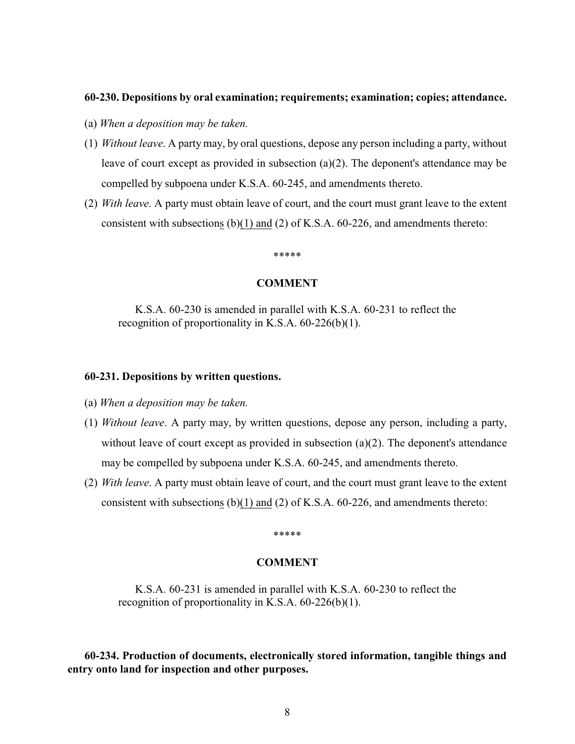**60-230. Depositions by oral examination; requirements; examination; copies; attendance.**

(a) *When a deposition may be taken.*

(1) *Without leave*. A party may, by oral questions, depose any person including a party, without leave of court except as provided in subsection (a)(2). The deponent's attendance may be compelled by subpoena under K.S.A. 60-245, and amendments thereto.

(2) *With leave*. A party must obtain leave of court, and the court must grant leave to the extent consistent with subsections (b)(1) and (2) of K.S.A. 60-226, and amendments thereto:

\*\*\*\*\*

**COMMENT**

K.S.A. 60-230 is amended in parallel with K.S.A. 60-231 to reflect the recognition of proportionality in K.S.A. 60-226(b)(1).

**60-231. Depositions by written questions.**

(a) *When a deposition may be taken.*

(1) *Without leave*. A party may, by written questions, depose any person, including a party, without leave of court except as provided in subsection (a)(2). The deponent's attendance may be compelled by subpoena under K.S.A. 60-245, and amendments thereto.

(2) *With leave*. A party must obtain leave of court, and the court must grant leave to the extent consistent with subsections (b)(1) and (2) of K.S.A. 60-226, and amendments thereto:

\*\*\*\*\*

**COMMENT**

K.S.A. 60-231 is amended in parallel with K.S.A. 60-230 to reflect the recognition of proportionality in K.S.A. 60-226(b)(1).

**60-234. Production of documents, electronically stored information, tangible things and entry onto land for inspection and other purposes.**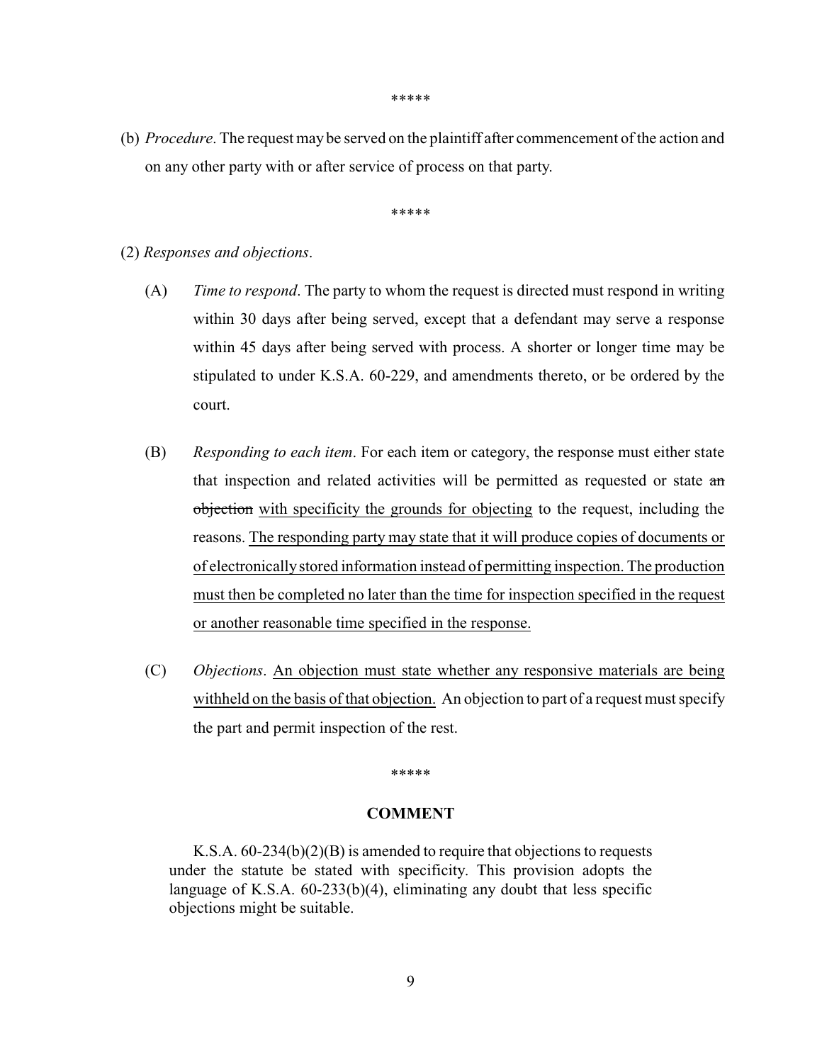\*\*\*\*\*

(b) *Procedure*. The request may be served on the plaintiff after commencement of the action and on any other party with or after service of process on that party.

\*\*\*\*\*

(2) *Responses and objections*.

(A) *Time to respond*. The party to whom the request is directed must respond in writing within 30 days after being served, except that a defendant may serve a response within 45 days after being served with process. A shorter or longer time may be stipulated to under K.S.A. 60-229, and amendments thereto, or be ordered by the court.

(B) *Responding to each item*. For each item or category, the response must either state that inspection and related activities will be permitted as requested or state ~~an objection~~ <u>with specificity the grounds for objecting</u> to the request, including the reasons. <u>The responding party may state that it will produce copies of documents or of electronically stored information instead of permitting inspection. The production must then be completed no later than the time for inspection specified in the request or another reasonable time specified in the response.</u>

(C) *Objections*. <u>An objection must state whether any responsive materials are being withheld on the basis of that objection.</u> An objection to part of a request must specify the part and permit inspection of the rest.

\*\*\*\*\*

**COMMENT**

K.S.A. 60-234(b)(2)(B) is amended to require that objections to requests under the statute be stated with specificity. This provision adopts the language of K.S.A. 60-233(b)(4), eliminating any doubt that less specific objections might be suitable.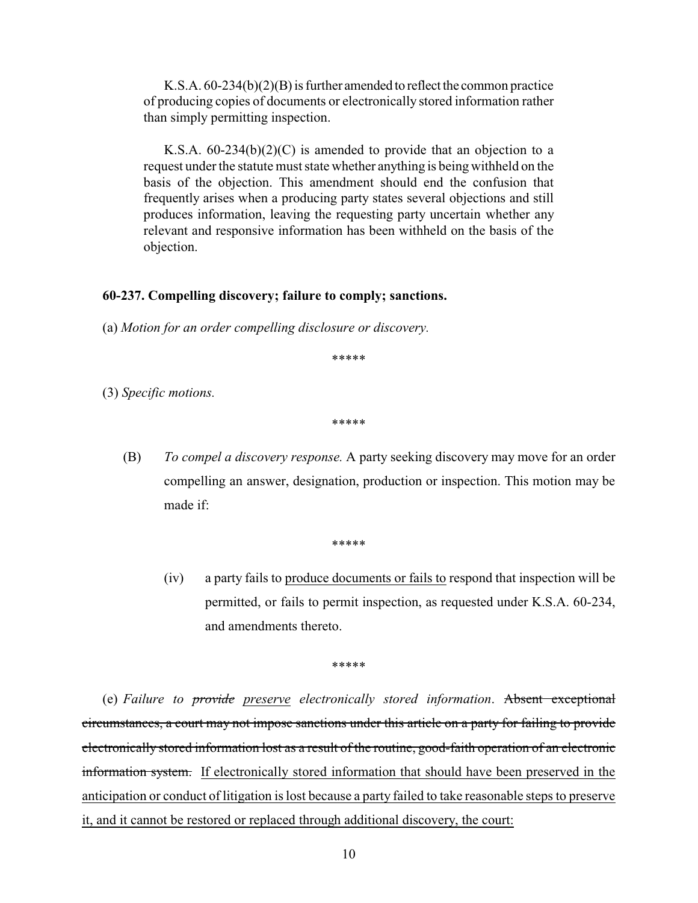K.S.A. 60-234(b)(2)(B) is further amended to reflect the common practice of producing copies of documents or electronically stored information rather than simply permitting inspection.

K.S.A. 60-234(b)(2)(C) is amended to provide that an objection to a request under the statute must state whether anything is being withheld on the basis of the objection. This amendment should end the confusion that frequently arises when a producing party states several objections and still produces information, leaving the requesting party uncertain whether any relevant and responsive information has been withheld on the basis of the objection.

**60-237. Compelling discovery; failure to comply; sanctions.**

(a) *Motion for an order compelling disclosure or discovery.*

\*\*\*\*\*

(3) *Specific motions.*

\*\*\*\*\*

(B) *To compel a discovery response.* A party seeking discovery may move for an order compelling an answer, designation, production or inspection. This motion may be made if:

\*\*\*\*\*

(iv) a party fails to <u>produce documents or fails to</u> respond that inspection will be permitted, or fails to permit inspection, as requested under K.S.A. 60-234, and amendments thereto.

\*\*\*\*\*

(e) *Failure to ~~provide~~ <u>preserve</u> electronically stored information*. ~~Absent exceptional circumstances, a court may not impose sanctions under this article on a party for failing to provide electronically stored information lost as a result of the routine, good-faith operation of an electronic information system.~~ <u>If electronically stored information that should have been preserved in the anticipation or conduct of litigation is lost because a party failed to take reasonable steps to preserve it, and it cannot be restored or replaced through additional discovery, the court:</u>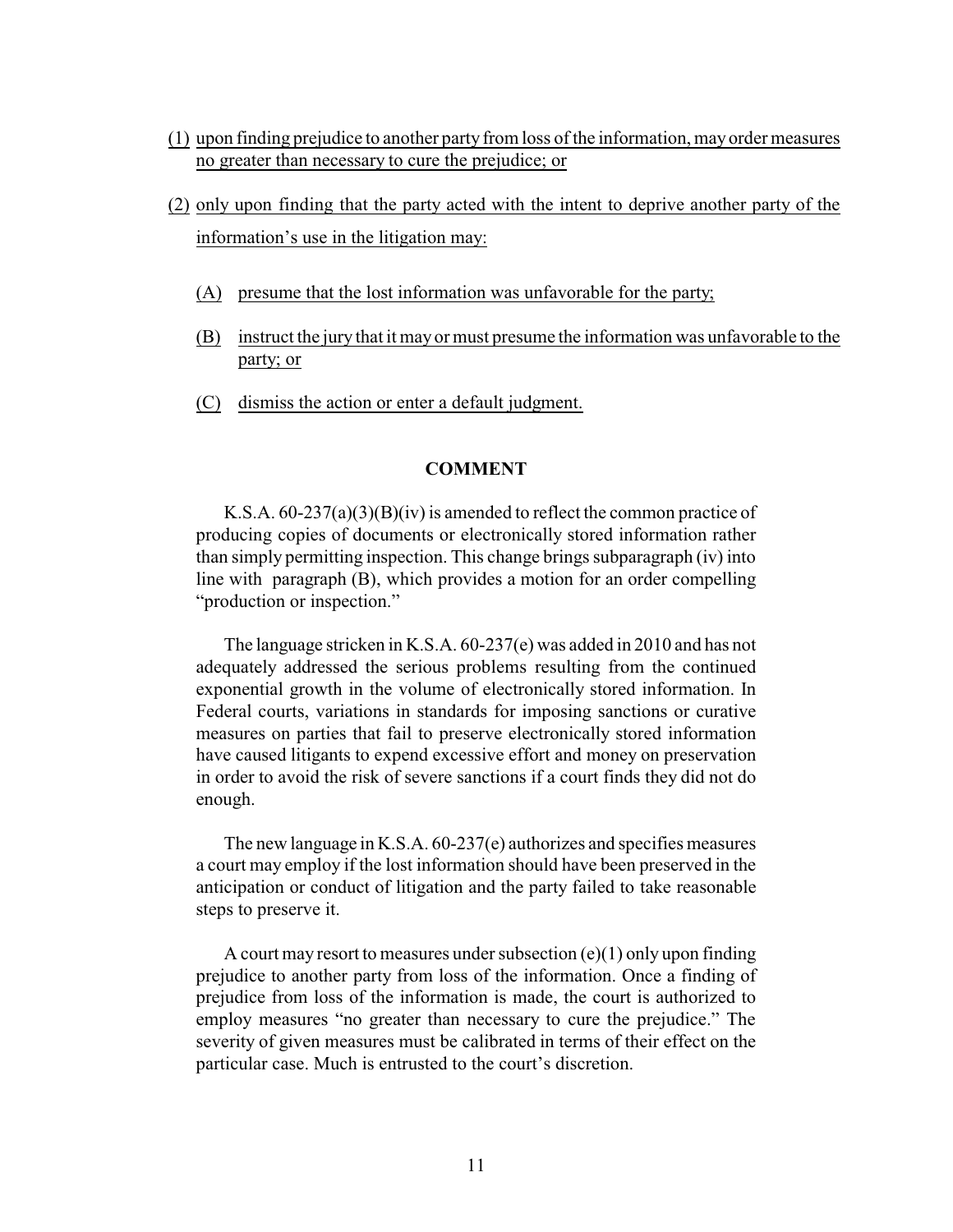(1) upon finding prejudice to another party from loss of the information, may order measures no greater than necessary to cure the prejudice; or

(2) only upon finding that the party acted with the intent to deprive another party of the information's use in the litigation may:

   (A) presume that the lost information was unfavorable for the party;

   (B) instruct the jury that it may or must presume the information was unfavorable to the party; or

   (C) dismiss the action or enter a default judgment.

## COMMENT

K.S.A. 60-237(a)(3)(B)(iv) is amended to reflect the common practice of producing copies of documents or electronically stored information rather than simply permitting inspection. This change brings subparagraph (iv) into line with paragraph (B), which provides a motion for an order compelling "production or inspection."

The language stricken in K.S.A. 60-237(e) was added in 2010 and has not adequately addressed the serious problems resulting from the continued exponential growth in the volume of electronically stored information. In Federal courts, variations in standards for imposing sanctions or curative measures on parties that fail to preserve electronically stored information have caused litigants to expend excessive effort and money on preservation in order to avoid the risk of severe sanctions if a court finds they did not do enough.

The new language in K.S.A. 60-237(e) authorizes and specifies measures a court may employ if the lost information should have been preserved in the anticipation or conduct of litigation and the party failed to take reasonable steps to preserve it.

A court may resort to measures under subsection (e)(1) only upon finding prejudice to another party from loss of the information. Once a finding of prejudice from loss of the information is made, the court is authorized to employ measures "no greater than necessary to cure the prejudice." The severity of given measures must be calibrated in terms of their effect on the particular case. Much is entrusted to the court's discretion.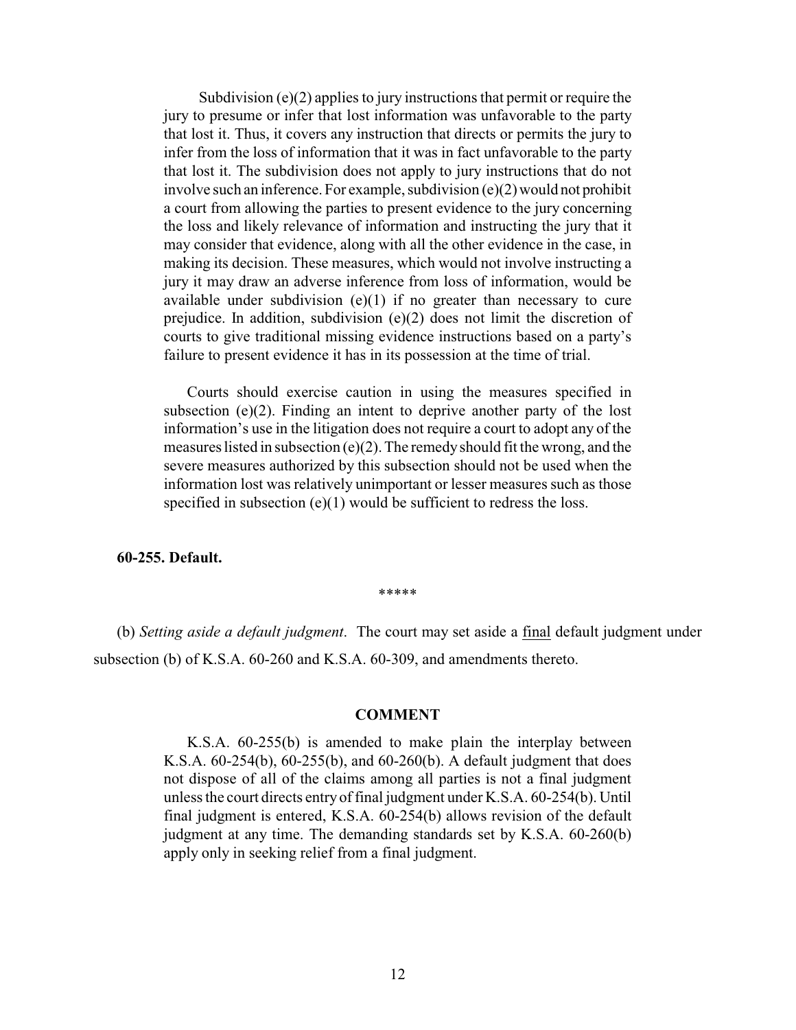Subdivision (e)(2) applies to jury instructions that permit or require the jury to presume or infer that lost information was unfavorable to the party that lost it. Thus, it covers any instruction that directs or permits the jury to infer from the loss of information that it was in fact unfavorable to the party that lost it. The subdivision does not apply to jury instructions that do not involve such an inference. For example, subdivision (e)(2) would not prohibit a court from allowing the parties to present evidence to the jury concerning the loss and likely relevance of information and instructing the jury that it may consider that evidence, along with all the other evidence in the case, in making its decision. These measures, which would not involve instructing a jury it may draw an adverse inference from loss of information, would be available under subdivision (e)(1) if no greater than necessary to cure prejudice. In addition, subdivision (e)(2) does not limit the discretion of courts to give traditional missing evidence instructions based on a party's failure to present evidence it has in its possession at the time of trial.

Courts should exercise caution in using the measures specified in subsection (e)(2). Finding an intent to deprive another party of the lost information's use in the litigation does not require a court to adopt any of the measures listed in subsection (e)(2). The remedy should fit the wrong, and the severe measures authorized by this subsection should not be used when the information lost was relatively unimportant or lesser measures such as those specified in subsection (e)(1) would be sufficient to redress the loss.

**60-255. Default.**

*****

(b) *Setting aside a default judgment*. The court may set aside a <u>final</u> default judgment under subsection (b) of K.S.A. 60-260 and K.S.A. 60-309, and amendments thereto.

**COMMENT**

K.S.A. 60-255(b) is amended to make plain the interplay between K.S.A. 60-254(b), 60-255(b), and 60-260(b). A default judgment that does not dispose of all of the claims among all parties is not a final judgment unless the court directs entry of final judgment under K.S.A. 60-254(b). Until final judgment is entered, K.S.A. 60-254(b) allows revision of the default judgment at any time. The demanding standards set by K.S.A. 60-260(b) apply only in seeking relief from a final judgment.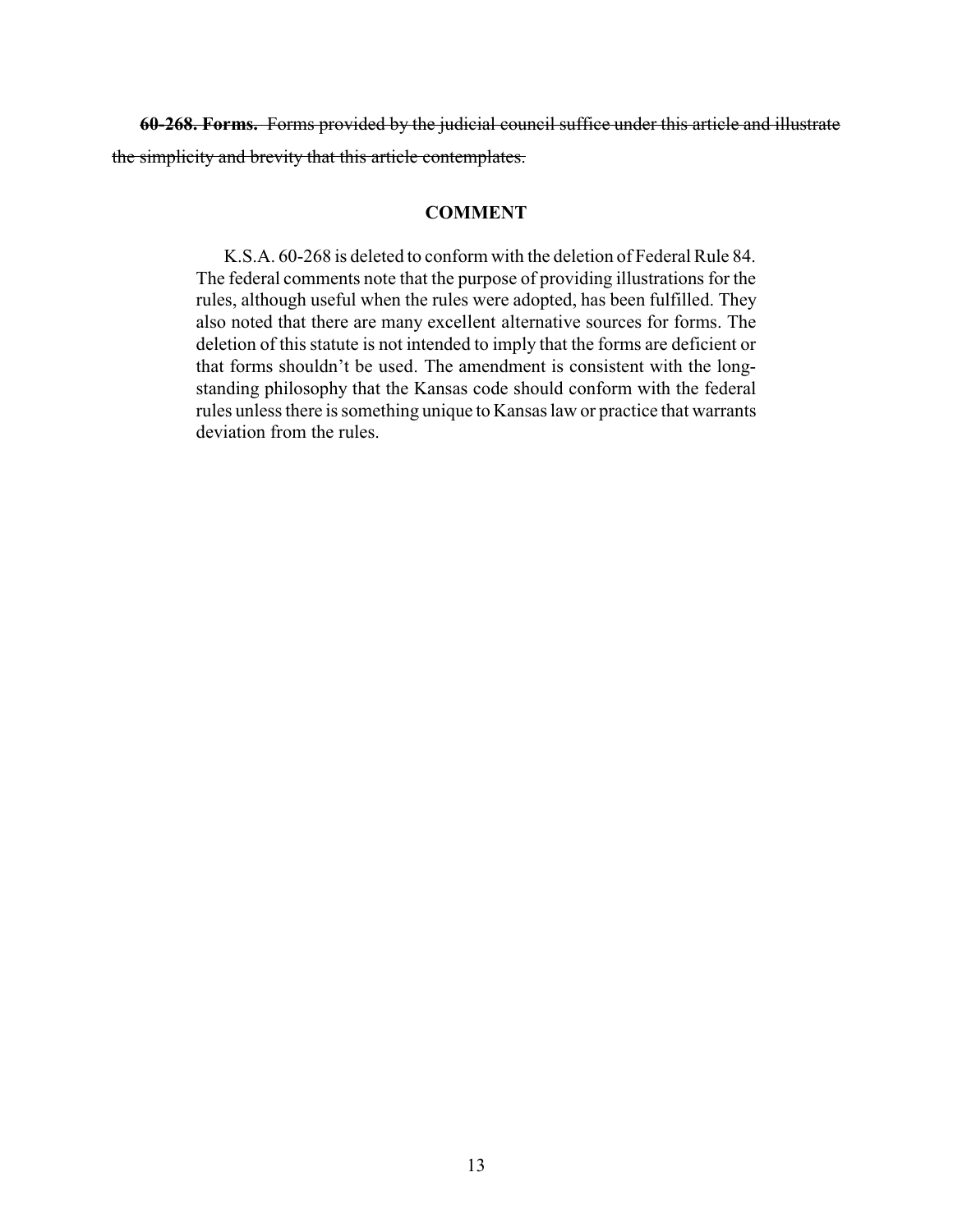~~**60-268. Forms.**~~ ~~Forms provided by the judicial council suffice under this article and illustrate the simplicity and brevity that this article contemplates.~~

**COMMENT**

K.S.A. 60-268 is deleted to conform with the deletion of Federal Rule 84. The federal comments note that the purpose of providing illustrations for the rules, although useful when the rules were adopted, has been fulfilled. They also noted that there are many excellent alternative sources for forms. The deletion of this statute is not intended to imply that the forms are deficient or that forms shouldn't be used. The amendment is consistent with the long-standing philosophy that the Kansas code should conform with the federal rules unless there is something unique to Kansas law or practice that warrants deviation from the rules.